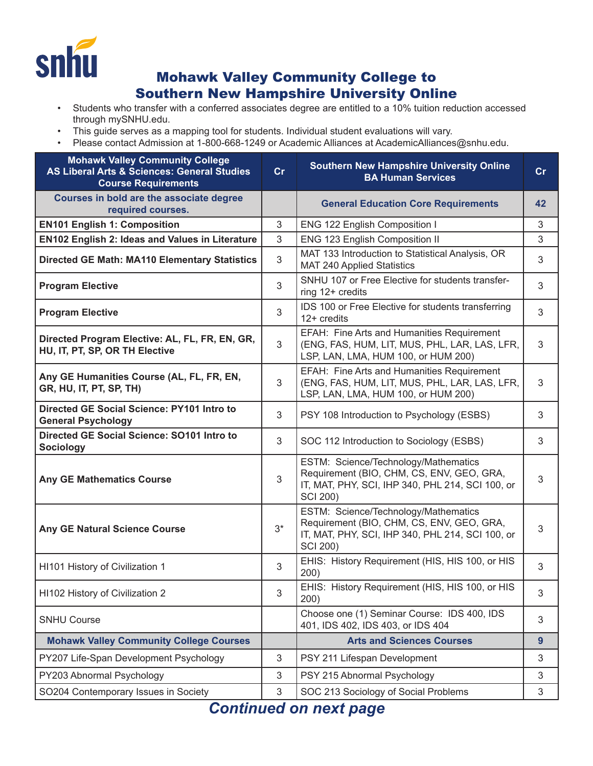# Mohawk Valley Community College to Southern New Hampshire University Online

- Students who transfer with a conferred associates degree are entitled to a 10% tuition reduction accessed through mySNHU.edu.
- This guide serves as a mapping tool for students. Individual student evaluations will vary.
- Please contact Admission at 1-800-668-1249 or Academic Alliances at AcademicAlliances@snhu.edu.

| Mohawk Valley Community College AS Liberal Arts & Sciences: General Studies Course Requirements | Cr | Southern New Hampshire University Online BA Human Services | Cr |
|---|---|---|---|
| **Courses in bold are the associate degree required courses.** | | **General Education Core Requirements** | **42** |
| **EN101 English 1: Composition** | 3 | ENG 122 English Composition I | 3 |
| **EN102 English 2: Ideas and Values in Literature** | 3 | ENG 123 English Composition II | 3 |
| **Directed GE Math: MA110 Elementary Statistics** | 3 | MAT 133 Introduction to Statistical Analysis, OR MAT 240 Applied Statistics | 3 |
| **Program Elective** | 3 | SNHU 107 or Free Elective for students transferring 12+ credits | 3 |
| **Program Elective** | 3 | IDS 100 or Free Elective for students transferring 12+ credits | 3 |
| **Directed Program Elective: AL, FL, FR, EN, GR, HU, IT, PT, SP, OR TH Elective** | 3 | EFAH: Fine Arts and Humanities Requirement (ENG, FAS, HUM, LIT, MUS, PHL, LAR, LAS, LFR, LSP, LAN, LMA, HUM 100, or HUM 200) | 3 |
| **Any GE Humanities Course (AL, FL, FR, EN, GR, HU, IT, PT, SP, TH)** | 3 | EFAH: Fine Arts and Humanities Requirement (ENG, FAS, HUM, LIT, MUS, PHL, LAR, LAS, LFR, LSP, LAN, LMA, HUM 100, or HUM 200) | 3 |
| **Directed GE Social Science: PY101 Intro to General Psychology** | 3 | PSY 108 Introduction to Psychology (ESBS) | 3 |
| **Directed GE Social Science: SO101 Intro to Sociology** | 3 | SOC 112 Introduction to Sociology (ESBS) | 3 |
| **Any GE Mathematics Course** | 3 | ESTM: Science/Technology/Mathematics Requirement (BIO, CHM, CS, ENV, GEO, GRA, IT, MAT, PHY, SCI, IHP 340, PHL 214, SCI 100, or SCI 200) | 3 |
| **Any GE Natural Science Course** | 3* | ESTM: Science/Technology/Mathematics Requirement (BIO, CHM, CS, ENV, GEO, GRA, IT, MAT, PHY, SCI, IHP 340, PHL 214, SCI 100, or SCI 200) | 3 |
| HI101 History of Civilization 1 | 3 | EHIS: History Requirement (HIS, HIS 100, or HIS 200) | 3 |
| HI102 History of Civilization 2 | 3 | EHIS: History Requirement (HIS, HIS 100, or HIS 200) | 3 |
| SNHU Course | | Choose one (1) Seminar Course: IDS 400, IDS 401, IDS 402, IDS 403, or IDS 404 | 3 |
| **Mohawk Valley Community College Courses** | | **Arts and Sciences Courses** | **9** |
| PY207 Life-Span Development Psychology | 3 | PSY 211 Lifespan Development | 3 |
| PY203 Abnormal Psychology | 3 | PSY 215 Abnormal Psychology | 3 |
| SO204 Contemporary Issues in Society | 3 | SOC 213 Sociology of Social Problems | 3 |

***Continued on next page***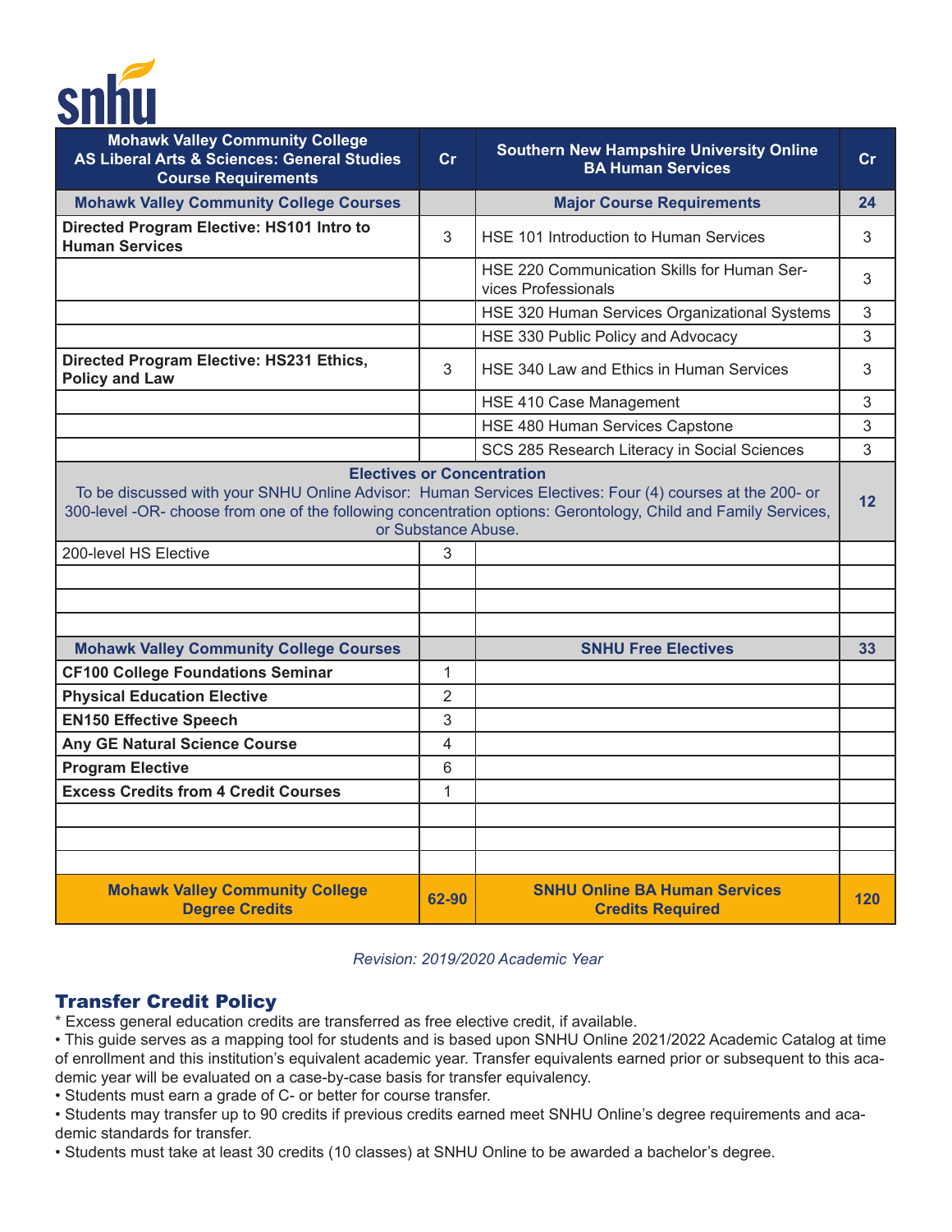| Mohawk Valley Community College AS Liberal Arts & Sciences: General Studies Course Requirements | Cr | Southern New Hampshire University Online BA Human Services | Cr |
|---|---|---|---|
| **Mohawk Valley Community College Courses** | | **Major Course Requirements** | **24** |
| **Directed Program Elective: HS101 Intro to Human Services** | 3 | HSE 101 Introduction to Human Services | 3 |
| | | HSE 220 Communication Skills for Human Services Professionals | 3 |
| | | HSE 320 Human Services Organizational Systems | 3 |
| | | HSE 330 Public Policy and Advocacy | 3 |
| **Directed Program Elective: HS231 Ethics, Policy and Law** | 3 | HSE 340 Law and Ethics in Human Services | 3 |
| | | HSE 410 Case Management | 3 |
| | | HSE 480 Human Services Capstone | 3 |
| | | SCS 285 Research Literacy in Social Sciences | 3 |
| **Electives or Concentration** To be discussed with your SNHU Online Advisor: Human Services Electives: Four (4) courses at the 200- or 300-level -OR- choose from one of the following concentration options: Gerontology, Child and Family Services, or Substance Abuse. | | | **12** |
| 200-level HS Elective | 3 | | |
| | | | |
| | | | |
| | | | |
| **Mohawk Valley Community College Courses** | | **SNHU Free Electives** | **33** |
| **CF100 College Foundations Seminar** | 1 | | |
| **Physical Education Elective** | 2 | | |
| **EN150 Effective Speech** | 3 | | |
| **Any GE Natural Science Course** | 4 | | |
| **Program Elective** | 6 | | |
| **Excess Credits from 4 Credit Courses** | 1 | | |
| | | | |
| | | | |
| | | | |
| **Mohawk Valley Community College Degree Credits** | **62-90** | **SNHU Online BA Human Services Credits Required** | **120** |

*Revision: 2019/2020 Academic Year*

## Transfer Credit Policy

* Excess general education credits are transferred as free elective credit, if available.
- This guide serves as a mapping tool for students and is based upon SNHU Online 2021/2022 Academic Catalog at time of enrollment and this institution's equivalent academic year. Transfer equivalents earned prior or subsequent to this academic year will be evaluated on a case-by-case basis for transfer equivalency.
- Students must earn a grade of C- or better for course transfer.
- Students may transfer up to 90 credits if previous credits earned meet SNHU Online's degree requirements and academic standards for transfer.
- Students must take at least 30 credits (10 classes) at SNHU Online to be awarded a bachelor's degree.